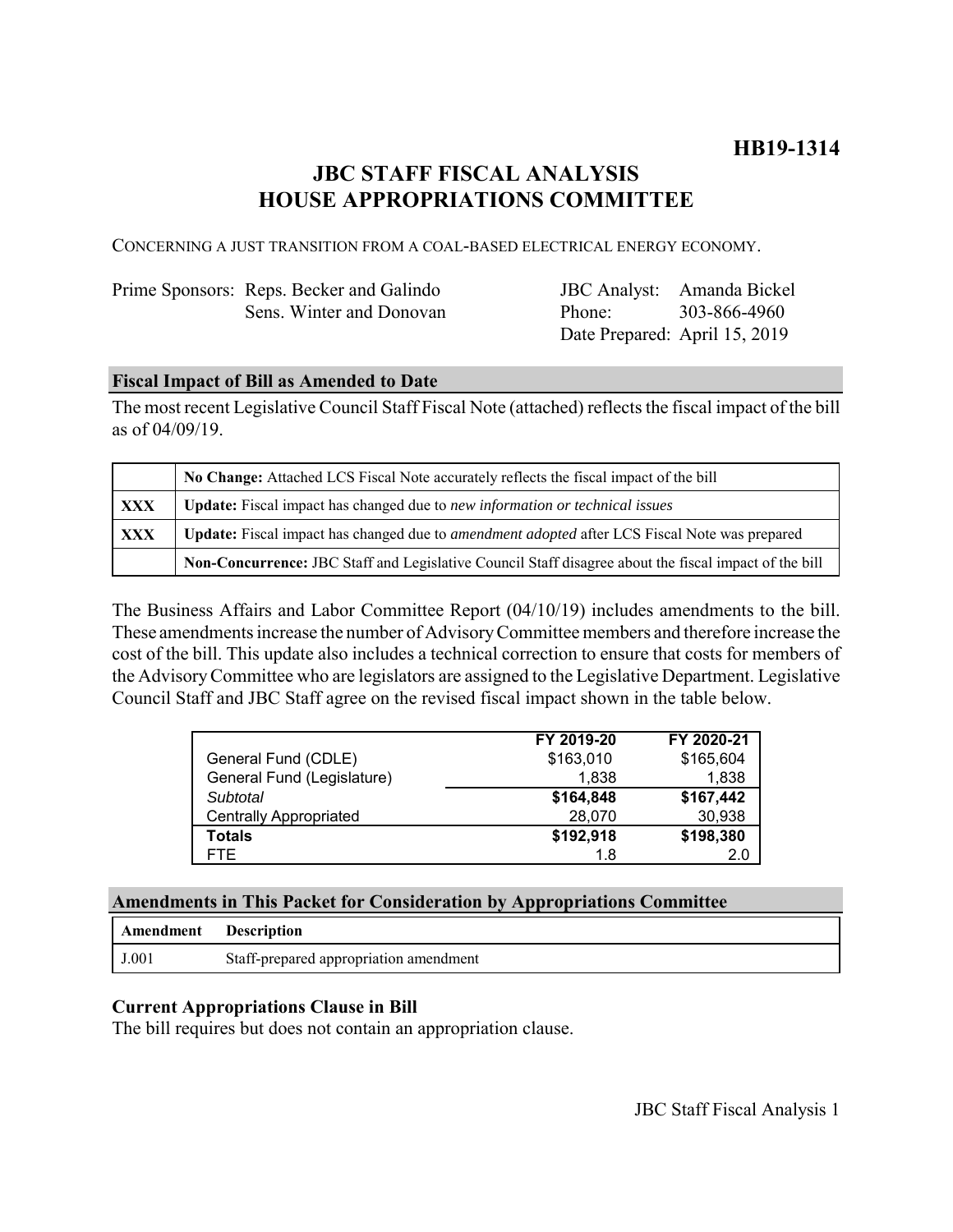# HB19-1314

## JBC STAFF FISCAL ANALYSIS
## HOUSE APPROPRIATIONS COMMITTEE

CONCERNING A JUST TRANSITION FROM A COAL-BASED ELECTRICAL ENERGY ECONOMY.

| | | | |
|---|---|---|---|
| Prime Sponsors: | Reps. Becker and Galindo<br>Sens. Winter and Donovan | JBC Analyst:<br>Phone:<br>Date Prepared: | Amanda Bickel<br>303-866-4960<br>April 15, 2019 |

### Fiscal Impact of Bill as Amended to Date

The most recent Legislative Council Staff Fiscal Note (attached) reflects the fiscal impact of the bill as of 04/09/19.

| | |
|---|---|
| | **No Change:** Attached LCS Fiscal Note accurately reflects the fiscal impact of the bill |
| **XXX** | **Update:** Fiscal impact has changed due to *new information or technical issues* |
| **XXX** | **Update:** Fiscal impact has changed due to *amendment adopted* after LCS Fiscal Note was prepared |
| | **Non-Concurrence:** JBC Staff and Legislative Council Staff disagree about the fiscal impact of the bill |

The Business Affairs and Labor Committee Report (04/10/19) includes amendments to the bill. These amendments increase the number of Advisory Committee members and therefore increase the cost of the bill. This update also includes a technical correction to ensure that costs for members of the Advisory Committee who are legislators are assigned to the Legislative Department. Legislative Council Staff and JBC Staff agree on the revised fiscal impact shown in the table below.

| | FY 2019-20 | FY 2020-21 |
|---|---|---|
| General Fund (CDLE) | $163,010 | $165,604 |
| General Fund (Legislature) | 1,838 | 1,838 |
| *Subtotal* | **$164,848** | **$167,442** |
| Centrally Appropriated | 28,070 | 30,938 |
| **Totals** | **$192,918** | **$198,380** |
| FTE | 1.8 | 2.0 |

### Amendments in This Packet for Consideration by Appropriations Committee

| Amendment | Description |
|---|---|
| J.001 | Staff-prepared appropriation amendment |

### Current Appropriations Clause in Bill

The bill requires but does not contain an appropriation clause.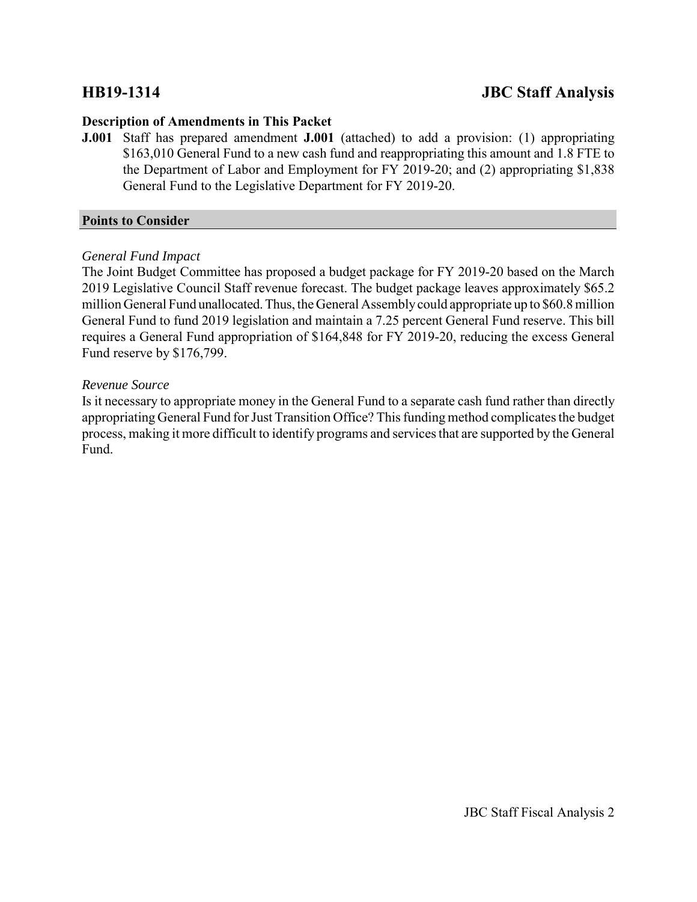## HB19-1314 JBC Staff Analysis

### Description of Amendments in This Packet

**J.001** Staff has prepared amendment **J.001** (attached) to add a provision: (1) appropriating $163,010 General Fund to a new cash fund and reappropriating this amount and 1.8 FTE to the Department of Labor and Employment for FY 2019-20; and (2) appropriating $1,838 General Fund to the Legislative Department for FY 2019-20.

### Points to Consider

*General Fund Impact*

The Joint Budget Committee has proposed a budget package for FY 2019-20 based on the March 2019 Legislative Council Staff revenue forecast. The budget package leaves approximately $65.2 million General Fund unallocated. Thus, the General Assembly could appropriate up to $60.8 million General Fund to fund 2019 legislation and maintain a 7.25 percent General Fund reserve. This bill requires a General Fund appropriation of $164,848 for FY 2019-20, reducing the excess General Fund reserve by $176,799.

*Revenue Source*

Is it necessary to appropriate money in the General Fund to a separate cash fund rather than directly appropriating General Fund for Just Transition Office? This funding method complicates the budget process, making it more difficult to identify programs and services that are supported by the General Fund.